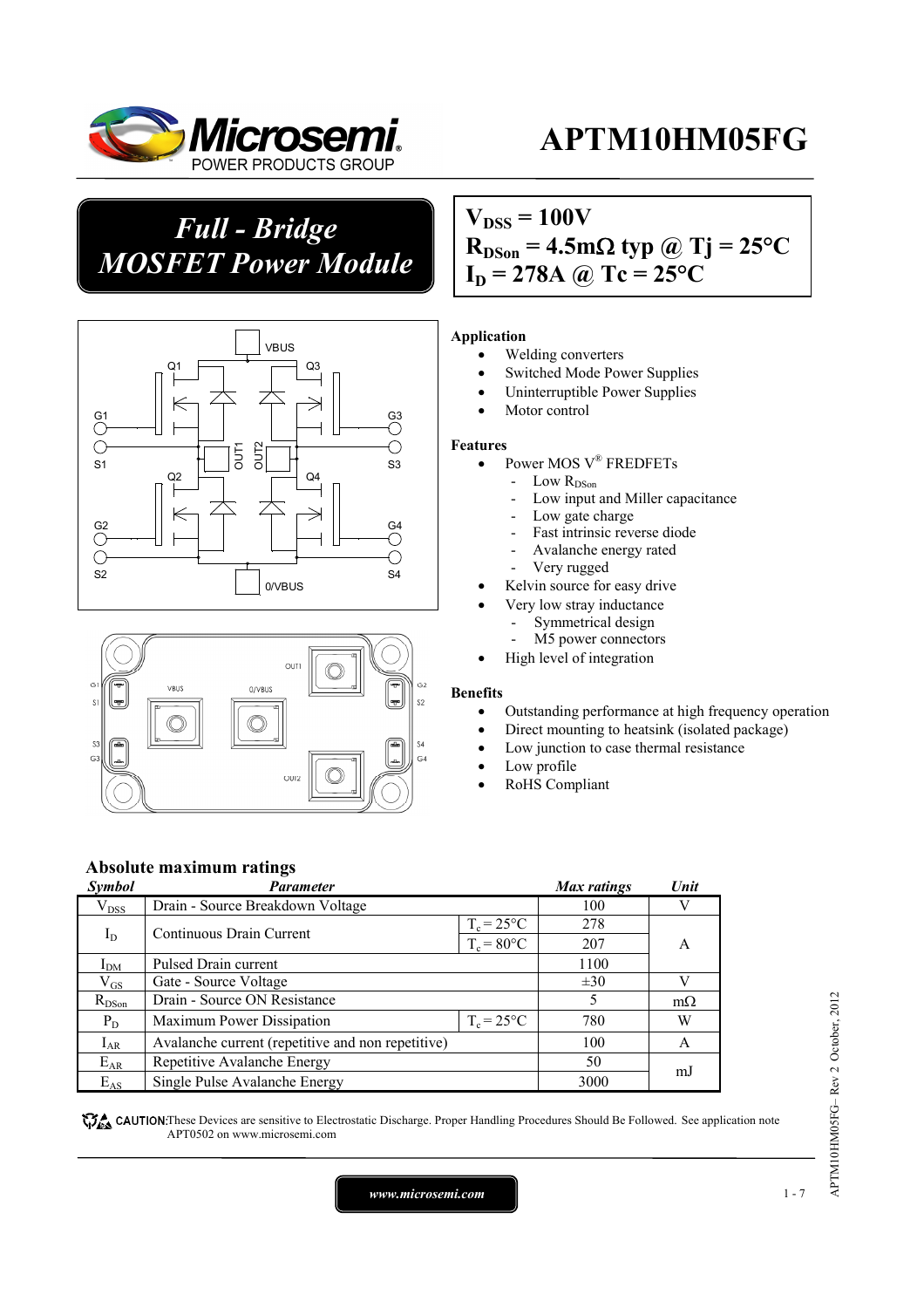# APTM10HM05FG

## *Full - Bridge MOSFET Power Module*

$V_{DSS}$ = 100V
$R_{DSon}$ = 4.5mΩ typ @ Tj = 25°C
$I_D$ = 278A @ Tc = 25°C

**Application**

- Welding converters
- Switched Mode Power Supplies
- Uninterruptible Power Supplies
- Motor control

**Features**

- Power MOS V® FREDFETs
  - Low $R_{DSon}$
  - Low input and Miller capacitance
  - Low gate charge
  - Fast intrinsic reverse diode
  - Avalanche energy rated
  - Very rugged
- Kelvin source for easy drive
- Very low stray inductance
  - Symmetrical design
  - M5 power connectors
- High level of integration

**Benefits**

- Outstanding performance at high frequency operation
- Direct mounting to heatsink (isolated package)
- Low junction to case thermal resistance
- Low profile
- RoHS Compliant

## Absolute maximum ratings

| Symbol | Parameter | | Max ratings | Unit |
|---|---|---|---|---|
| $V_{DSS}$ | Drain - Source Breakdown Voltage | | 100 | V |
| $I_D$ | Continuous Drain Current | $T_c$ = 25°C | 278 | A |
| | | $T_c$ = 80°C | 207 | |
| $I_{DM}$ | Pulsed Drain current | | 1100 | |
| $V_{GS}$ | Gate - Source Voltage | | ±30 | V |
| $R_{DSon}$ | Drain - Source ON Resistance | | 5 | mΩ |
| $P_D$ | Maximum Power Dissipation | $T_c$ = 25°C | 780 | W |
| $I_{AR}$ | Avalanche current (repetitive and non repetitive) | | 100 | A |
| $E_{AR}$ | Repetitive Avalanche Energy | | 50 | mJ |
| $E_{AS}$ | Single Pulse Avalanche Energy | | 3000 | |

**CAUTION:** These Devices are sensitive to Electrostatic Discharge. Proper Handling Procedures Should Be Followed. See application note APT0502 on www.microsemi.com

www.microsemi.com

APTM10HM05FG– Rev 2 October, 2012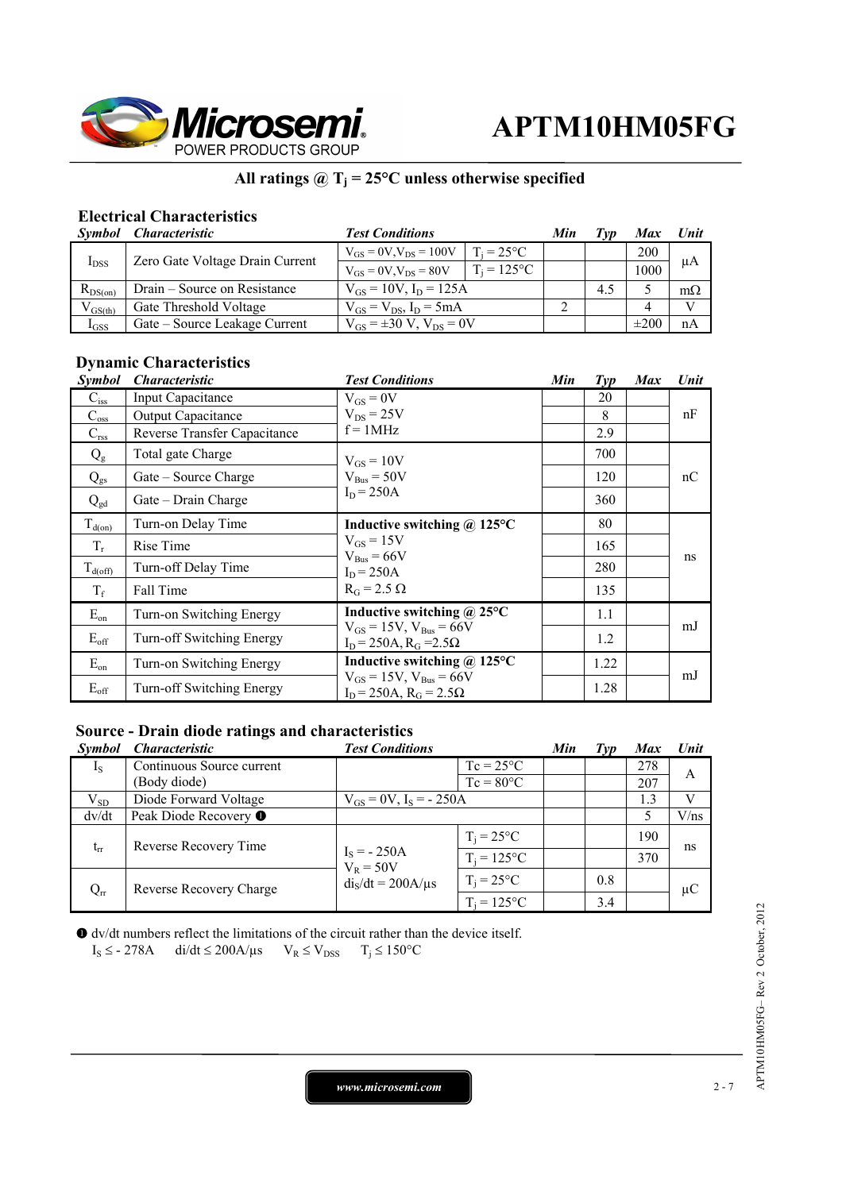# APTM10HM05FG

**All ratings @ $T_j$ = 25°C unless otherwise specified**

## Electrical Characteristics

| *Symbol* | *Characteristic* | *Test Conditions* | | *Min* | *Typ* | *Max* | *Unit* |
|---|---|---|---|---|---|---|---|
| $I_{DSS}$ | Zero Gate Voltage Drain Current | $V_{GS}$ = 0V, $V_{DS}$ = 100V | $T_j$ = 25°C | | | 200 | µA |
| | | $V_{GS}$ = 0V, $V_{DS}$ = 80V | $T_j$ = 125°C | | | 1000 | |
| $R_{DS(on)}$ | Drain – Source on Resistance | $V_{GS}$ = 10V, $I_D$ = 125A | | | 4.5 | 5 | mΩ |
| $V_{GS(th)}$ | Gate Threshold Voltage | $V_{GS}$ = $V_{DS}$, $I_D$ = 5mA | | 2 | | 4 | V |
| $I_{GSS}$ | Gate – Source Leakage Current | $V_{GS}$ = ±30 V, $V_{DS}$ = 0V | | | | ±200 | nA |

## Dynamic Characteristics

| *Symbol* | *Characteristic* | *Test Conditions* | *Min* | *Typ* | *Max* | *Unit* |
|---|---|---|---|---|---|---|
| $C_{iss}$ | Input Capacitance | $V_{GS}$ = 0V<br>$V_{DS}$ = 25V<br>f = 1MHz | | 20 | | nF |
| $C_{oss}$ | Output Capacitance | | | 8 | | |
| $C_{rss}$ | Reverse Transfer Capacitance | | | 2.9 | | |
| $Q_g$ | Total gate Charge | $V_{GS}$ = 10V<br>$V_{Bus}$ = 50V<br>$I_D$ = 250A | | 700 | | nC |
| $Q_{gs}$ | Gate – Source Charge | | | 120 | | |
| $Q_{gd}$ | Gate – Drain Charge | | | 360 | | |
| $T_{d(on)}$ | Turn-on Delay Time | **Inductive switching @ 125°C**<br>$V_{GS}$ = 15V<br>$V_{Bus}$ = 66V<br>$I_D$ = 250A<br>$R_G$ = 2.5 Ω | | 80 | | ns |
| $T_r$ | Rise Time | | | 165 | | |
| $T_{d(off)}$ | Turn-off Delay Time | | | 280 | | |
| $T_f$ | Fall Time | | | 135 | | |
| $E_{on}$ | Turn-on Switching Energy | **Inductive switching @ 25°C**<br>$V_{GS}$ = 15V, $V_{Bus}$ = 66V<br>$I_D$ = 250A, $R_G$ = 2.5Ω | | 1.1 | | mJ |
| $E_{off}$ | Turn-off Switching Energy | | | 1.2 | | |
| $E_{on}$ | Turn-on Switching Energy | **Inductive switching @ 125°C**<br>$V_{GS}$ = 15V, $V_{Bus}$ = 66V<br>$I_D$ = 250A, $R_G$ = 2.5Ω | | 1.22 | | mJ |
| $E_{off}$ | Turn-off Switching Energy | | | 1.28 | | |

## Source - Drain diode ratings and characteristics

| *Symbol* | *Characteristic* | *Test Conditions* | | *Min* | *Typ* | *Max* | *Unit* |
|---|---|---|---|---|---|---|---|
| $I_S$ | Continuous Source current (Body diode) | | Tc = 25°C | | | 278 | A |
| | | | Tc = 80°C | | | 207 | |
| $V_{SD}$ | Diode Forward Voltage | $V_{GS}$ = 0V, $I_S$ = - 250A | | | | 1.3 | V |
| dv/dt | Peak Diode Recovery ❶ | | | | | 5 | V/ns |
| $t_{rr}$ | Reverse Recovery Time | $I_S$ = - 250A<br>$V_R$ = 50V<br>$di_S/dt$ = 200A/µs | $T_j$ = 25°C | | | 190 | ns |
| | | | $T_j$ = 125°C | | | 370 | |
| $Q_{rr}$ | Reverse Recovery Charge | | $T_j$ = 25°C | | 0.8 | | µC |
| | | | $T_j$ = 125°C | | 3.4 | | |

❶ dv/dt numbers reflect the limitations of the circuit rather than the device itself.
$I_S \leq$ - 278A  $di/dt \leq$ 200A/µs  $V_R \leq V_{DSS}$  $T_j \leq$ 150°C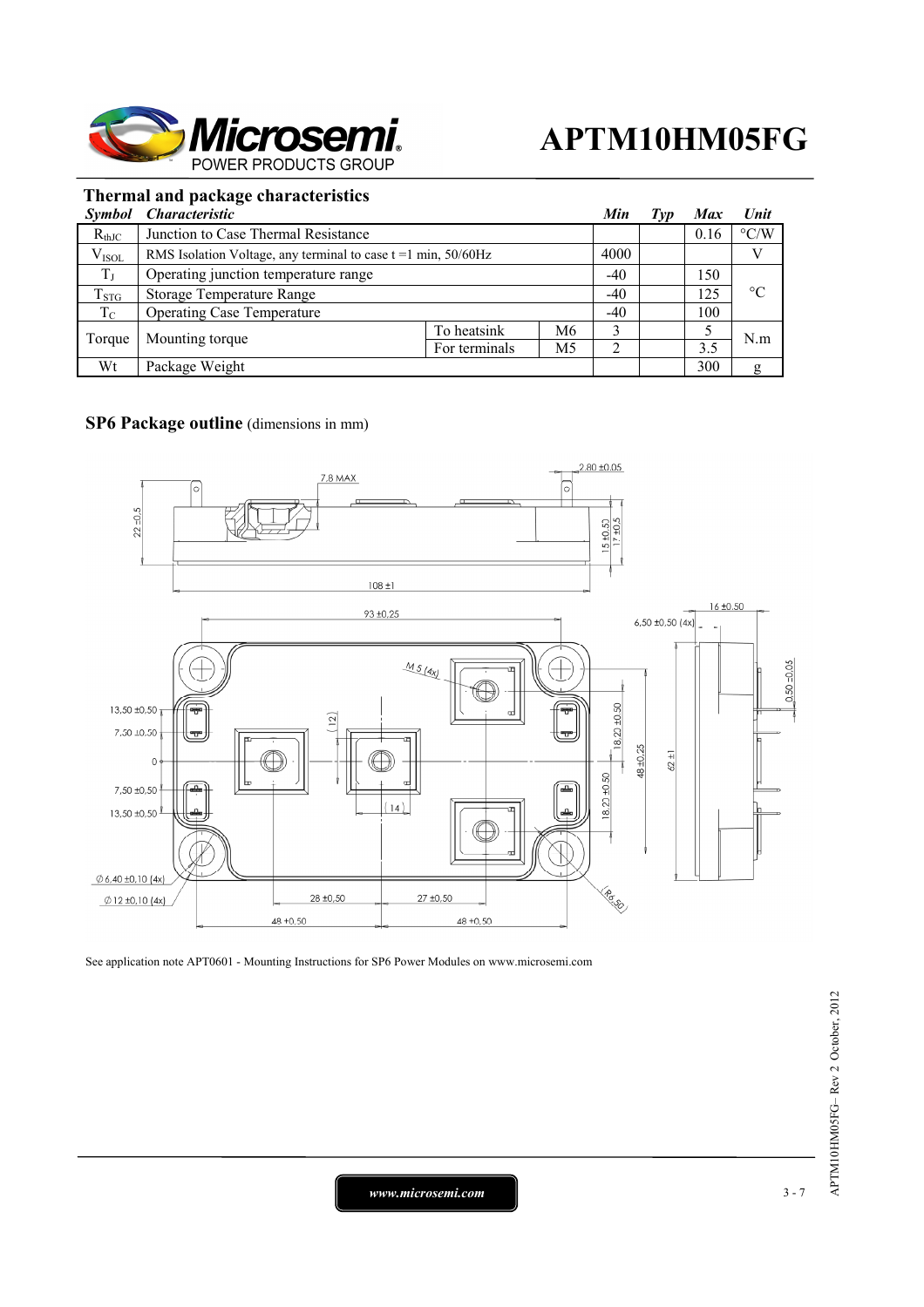## Thermal and package characteristics

| *Symbol* | *Characteristic* | | | *Min* | *Typ* | *Max* | *Unit* |
|---|---|---|---|---|---|---|---|
| $R_{thJC}$ | Junction to Case Thermal Resistance | | | | | 0.16 | °C/W |
| $V_{ISOL}$ | RMS Isolation Voltage, any terminal to case t =1 min, 50/60Hz | | | 4000 | | | V |
| $T_J$ | Operating junction temperature range | | | -40 | | 150 | °C |
| $T_{STG}$ | Storage Temperature Range | | | -40 | | 125 | |
| $T_C$ | Operating Case Temperature | | | -40 | | 100 | |
| Torque | Mounting torque | To heatsink | M6 | 3 | | 5 | N.m |
| | | For terminals | M5 | 2 | | 3.5 | |
| Wt | Package Weight | | | | | 300 | g |

## SP6 Package outline (dimensions in mm)

See application note APT0601 - Mounting Instructions for SP6 Power Modules on www.microsemi.com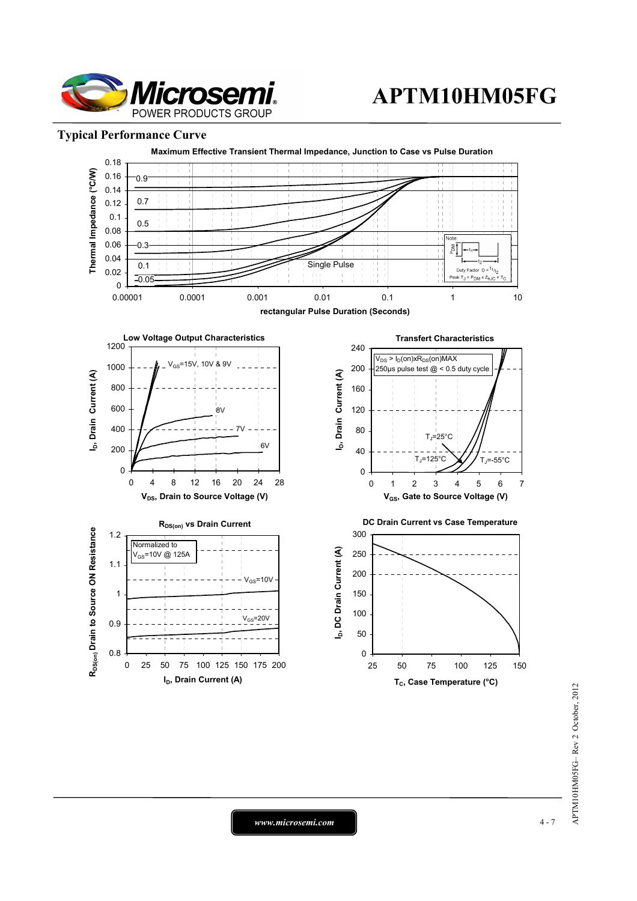## Typical Performance Curve

**Maximum Effective Transient Thermal Impedance, Junction to Case vs Pulse Duration**

Thermal Impedance (°C/W) vs rectangular Pulse Duration (Seconds)

Curves: 0.9, 0.7, 0.5, 0.3, 0.1, 0.05, Single Pulse

Note: Duty Factor $D = t_1/t_2$; Peak $T_J = P_{DM} \times Z_{\theta JC} + T_C$

**Low Voltage Output Characteristics**

$I_D$, Drain Current (A) vs $V_{DS}$, Drain to Source Voltage (V)

Curves: $V_{GS}$=15V, 10V & 9V; 8V; 7V; 6V

**Transfert Characteristics**

$I_D$, Drain Current (A) vs $V_{GS}$, Gate to Source Voltage (V)

$V_{DS} > I_D(on) \times R_{DS}(on)MAX$
250µs pulse test @ < 0.5 duty cycle

Curves: $T_J$=25°C, $T_J$=125°C, $T_J$=-55°C

**$R_{DS(on)}$ vs Drain Current**

$R_{DS(on)}$ Drain to Source ON Resistance vs $I_D$, Drain Current (A)

Normalized to $V_{GS}$=10V @ 125A

Curves: $V_{GS}$=10V, $V_{GS}$=20V

**DC Drain Current vs Case Temperature**

$I_D$, DC Drain Current (A) vs $T_C$, Case Temperature (°C)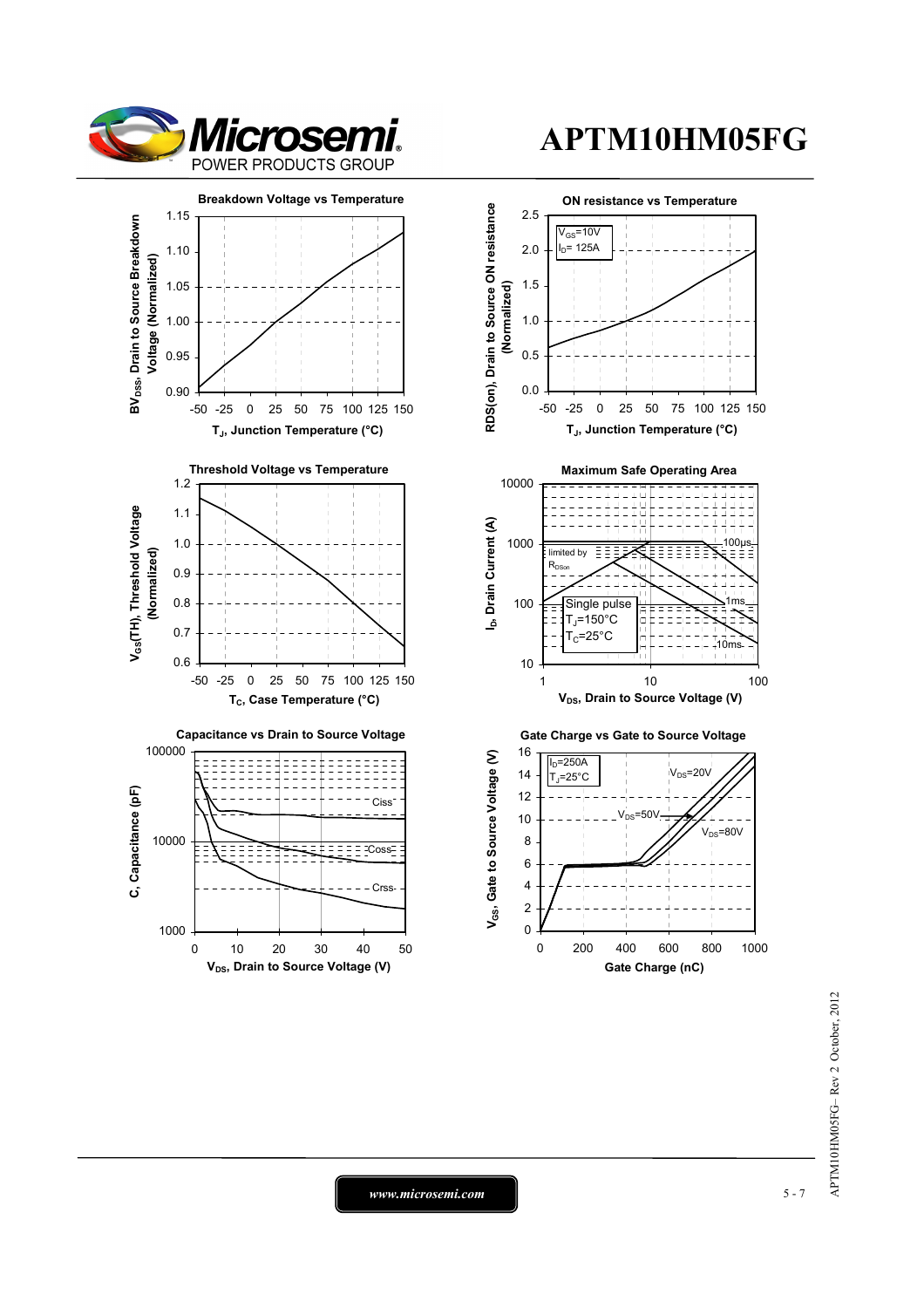# APTM10HM05FG

### Breakdown Voltage vs Temperature

$BV_{DSS}$, Drain to Source Breakdown Voltage (Normalized) vs $T_J$, Junction Temperature (°C)

### ON resistance vs Temperature

RDS(on), Drain to Source ON resistance (Normalized) vs $T_J$, Junction Temperature (°C)

$V_{GS}$=10V, $I_D$= 125A

### Threshold Voltage vs Temperature

$V_{GS}$(TH), Threshold Voltage (Normalized) vs $T_C$, Case Temperature (°C)

### Maximum Safe Operating Area

$I_D$, Drain Current (A) vs $V_{DS}$, Drain to Source Voltage (V)

limited by $R_{DSon}$; 100µs; 1ms; 10ms

Single pulse, $T_J$=150°C, $T_C$=25°C

### Capacitance vs Drain to Source Voltage

C, Capacitance (pF) vs $V_{DS}$, Drain to Source Voltage (V)

Ciss; Coss; Crss

### Gate Charge vs Gate to Source Voltage

$V_{GS}$, Gate to Source Voltage (V) vs Gate Charge (nC)

$I_D$=250A, $T_J$=25°C

$V_{DS}$=20V; $V_{DS}$=50V; $V_{DS}$=80V

www.microsemi.com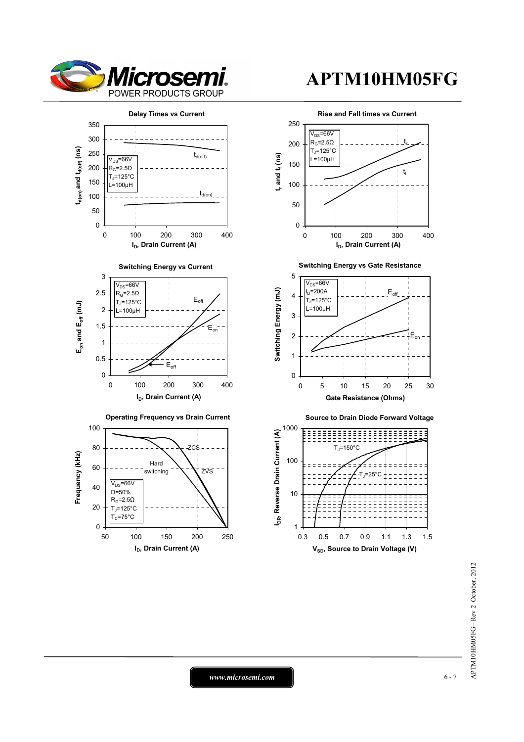# APTM10HM05FG

**Delay Times vs Current**

$V_{DS}$=66V
$R_G$=2.5Ω
$T_J$=125°C
L=100µH

$t_{d(off)}$, $t_{d(on)}$

$t_{d(on)}$ and $t_{d(off)}$ (ns) vs $I_D$, Drain Current (A)

**Rise and Fall times vs Current**

$V_{DS}$=66V
$R_G$=2.5Ω
$T_J$=125°C
L=100µH

$t_r$, $t_f$

$t_r$ and $t_f$ (ns) vs $I_D$, Drain Current (A)

**Switching Energy vs Current**

$V_{DS}$=66V
$R_G$=2.5Ω
$T_J$=125°C
L=100µH

$E_{off}$, $E_{on}$

$E_{on}$ and $E_{off}$ (mJ) vs $I_D$, Drain Current (A)

**Switching Energy vs Gate Resistance**

$V_{DS}$=66V
$I_D$=200A
$T_J$=125°C
L=100µH

$E_{off}$, $E_{on}$

Switching Energy (mJ) vs Gate Resistance (Ohms)

**Operating Frequency vs Drain Current**

$V_{DS}$=66V
D=50%
$R_G$=2.5Ω
$T_J$=125°C
$T_C$=75°C

ZCS, ZVS, Hard switching

Frequency (kHz) vs $I_D$, Drain Current (A)

**Source to Drain Diode Forward Voltage**

$T_J$=150°C, $T_J$=25°C

$I_{DR}$, Reverse Drain Current (A) vs $V_{SD}$, Source to Drain Voltage (V)

*www.microsemi.com*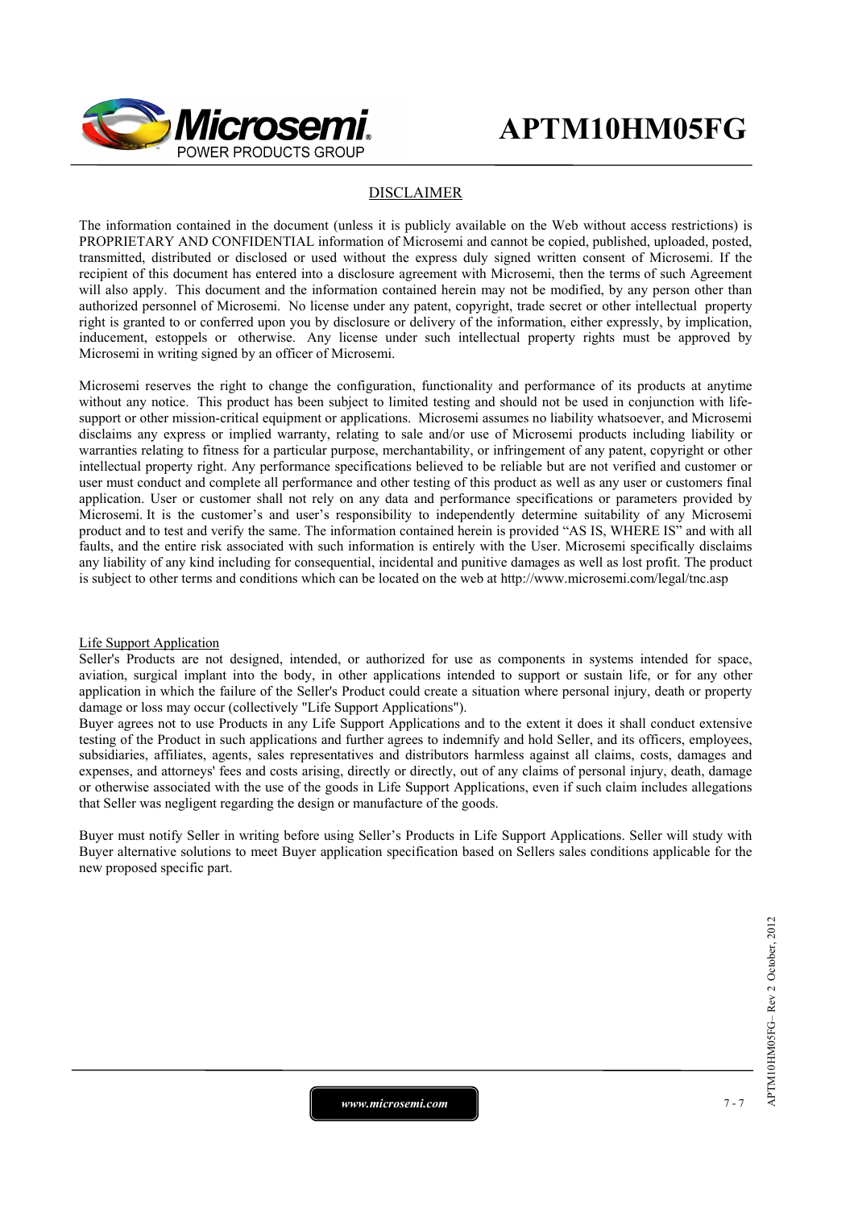## DISCLAIMER

The information contained in the document (unless it is publicly available on the Web without access restrictions) is PROPRIETARY AND CONFIDENTIAL information of Microsemi and cannot be copied, published, uploaded, posted, transmitted, distributed or disclosed or used without the express duly signed written consent of Microsemi. If the recipient of this document has entered into a disclosure agreement with Microsemi, then the terms of such Agreement will also apply. This document and the information contained herein may not be modified, by any person other than authorized personnel of Microsemi. No license under any patent, copyright, trade secret or other intellectual property right is granted to or conferred upon you by disclosure or delivery of the information, either expressly, by implication, inducement, estoppels or otherwise. Any license under such intellectual property rights must be approved by Microsemi in writing signed by an officer of Microsemi.

Microsemi reserves the right to change the configuration, functionality and performance of its products at anytime without any notice. This product has been subject to limited testing and should not be used in conjunction with life-support or other mission-critical equipment or applications. Microsemi assumes no liability whatsoever, and Microsemi disclaims any express or implied warranty, relating to sale and/or use of Microsemi products including liability or warranties relating to fitness for a particular purpose, merchantability, or infringement of any patent, copyright or other intellectual property right. Any performance specifications believed to be reliable but are not verified and customer or user must conduct and complete all performance and other testing of this product as well as any user or customers final application. User or customer shall not rely on any data and performance specifications or parameters provided by Microsemi. It is the customer's and user's responsibility to independently determine suitability of any Microsemi product and to test and verify the same. The information contained herein is provided "AS IS, WHERE IS" and with all faults, and the entire risk associated with such information is entirely with the User. Microsemi specifically disclaims any liability of any kind including for consequential, incidental and punitive damages as well as lost profit. The product is subject to other terms and conditions which can be located on the web at http://www.microsemi.com/legal/tnc.asp

### Life Support Application

Seller's Products are not designed, intended, or authorized for use as components in systems intended for space, aviation, surgical implant into the body, in other applications intended to support or sustain life, or for any other application in which the failure of the Seller's Product could create a situation where personal injury, death or property damage or loss may occur (collectively "Life Support Applications").

Buyer agrees not to use Products in any Life Support Applications and to the extent it does it shall conduct extensive testing of the Product in such applications and further agrees to indemnify and hold Seller, and its officers, employees, subsidiaries, affiliates, agents, sales representatives and distributors harmless against all claims, costs, damages and expenses, and attorneys' fees and costs arising, directly or indirectly, out of any claims of personal injury, death, damage or otherwise associated with the use of the goods in Life Support Applications, even if such claim includes allegations that Seller was negligent regarding the design or manufacture of the goods.

Buyer must notify Seller in writing before using Seller's Products in Life Support Applications. Seller will study with Buyer alternative solutions to meet Buyer application specification based on Sellers sales conditions applicable for the new proposed specific part.